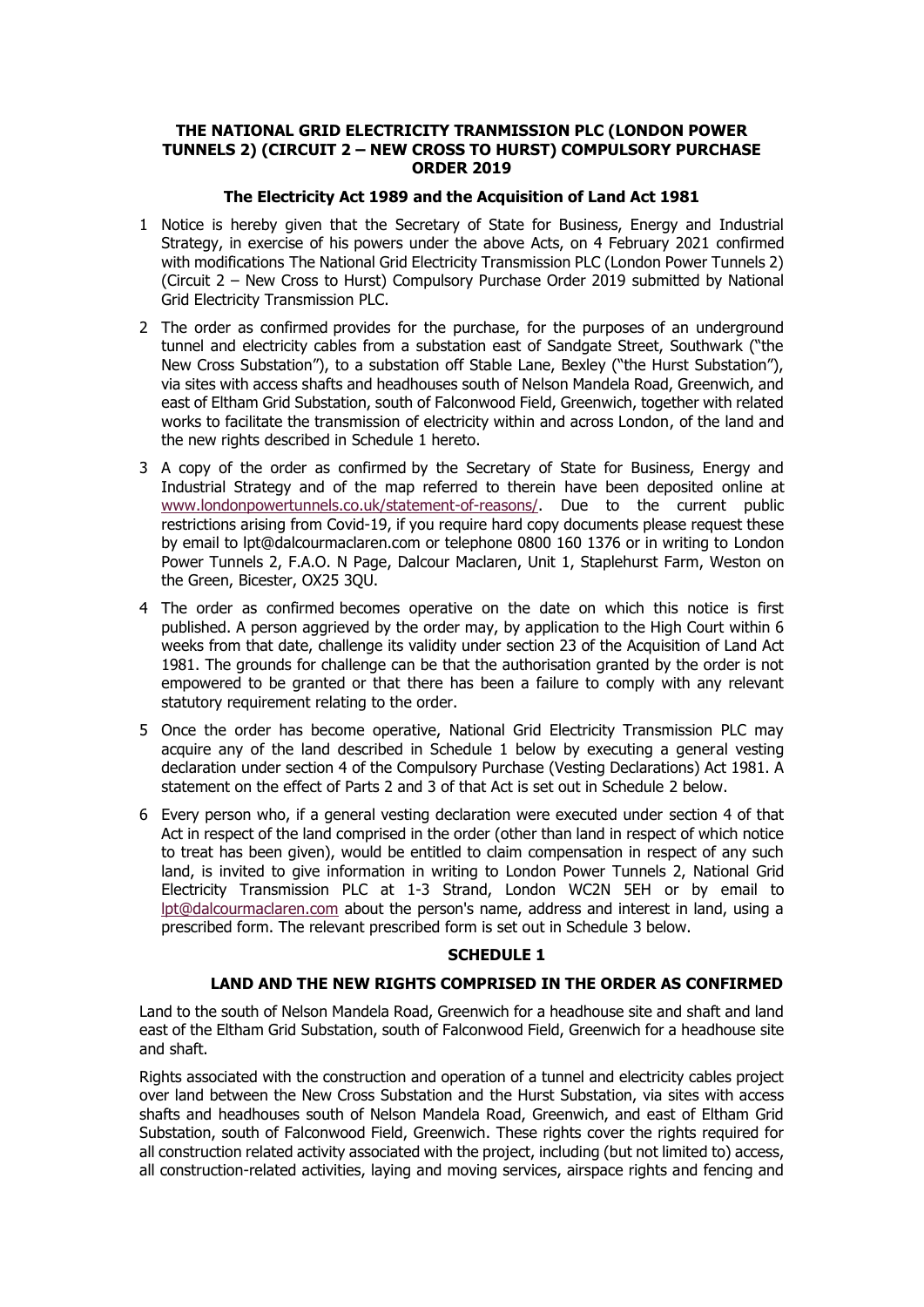**THE NATIONAL GRID ELECTRICITY TRANMISSION PLC (LONDON POWER TUNNELS 2) (CIRCUIT 2 – NEW CROSS TO HURST) COMPULSORY PURCHASE ORDER 2019**

**The Electricity Act 1989 and the Acquisition of Land Act 1981**

1 Notice is hereby given that the Secretary of State for Business, Energy and Industrial Strategy, in exercise of his powers under the above Acts, on 4 February 2021 confirmed with modifications The National Grid Electricity Transmission PLC (London Power Tunnels 2) (Circuit 2 – New Cross to Hurst) Compulsory Purchase Order 2019 submitted by National Grid Electricity Transmission PLC.

2 The order as confirmed provides for the purchase, for the purposes of an underground tunnel and electricity cables from a substation east of Sandgate Street, Southwark ("the New Cross Substation"), to a substation off Stable Lane, Bexley ("the Hurst Substation"), via sites with access shafts and headhouses south of Nelson Mandela Road, Greenwich, and east of Eltham Grid Substation, south of Falconwood Field, Greenwich, together with related works to facilitate the transmission of electricity within and across London, of the land and the new rights described in Schedule 1 hereto.

3 A copy of the order as confirmed by the Secretary of State for Business, Energy and Industrial Strategy and of the map referred to therein have been deposited online at www.londonpowertunnels.co.uk/statement-of-reasons/. Due to the current public restrictions arising from Covid-19, if you require hard copy documents please request these by email to lpt@dalcourmaclaren.com or telephone 0800 160 1376 or in writing to London Power Tunnels 2, F.A.O. N Page, Dalcour Maclaren, Unit 1, Staplehurst Farm, Weston on the Green, Bicester, OX25 3QU.

4 The order as confirmed becomes operative on the date on which this notice is first published. A person aggrieved by the order may, by application to the High Court within 6 weeks from that date, challenge its validity under section 23 of the Acquisition of Land Act 1981. The grounds for challenge can be that the authorisation granted by the order is not empowered to be granted or that there has been a failure to comply with any relevant statutory requirement relating to the order.

5 Once the order has become operative, National Grid Electricity Transmission PLC may acquire any of the land described in Schedule 1 below by executing a general vesting declaration under section 4 of the Compulsory Purchase (Vesting Declarations) Act 1981. A statement on the effect of Parts 2 and 3 of that Act is set out in Schedule 2 below.

6 Every person who, if a general vesting declaration were executed under section 4 of that Act in respect of the land comprised in the order (other than land in respect of which notice to treat has been given), would be entitled to claim compensation in respect of any such land, is invited to give information in writing to London Power Tunnels 2, National Grid Electricity Transmission PLC at 1-3 Strand, London WC2N 5EH or by email to lpt@dalcourmaclaren.com about the person's name, address and interest in land, using a prescribed form. The relevant prescribed form is set out in Schedule 3 below.

**SCHEDULE 1**

**LAND AND THE NEW RIGHTS COMPRISED IN THE ORDER AS CONFIRMED**

Land to the south of Nelson Mandela Road, Greenwich for a headhouse site and shaft and land east of the Eltham Grid Substation, south of Falconwood Field, Greenwich for a headhouse site and shaft.

Rights associated with the construction and operation of a tunnel and electricity cables project over land between the New Cross Substation and the Hurst Substation, via sites with access shafts and headhouses south of Nelson Mandela Road, Greenwich, and east of Eltham Grid Substation, south of Falconwood Field, Greenwich. These rights cover the rights required for all construction related activity associated with the project, including (but not limited to) access, all construction-related activities, laying and moving services, airspace rights and fencing and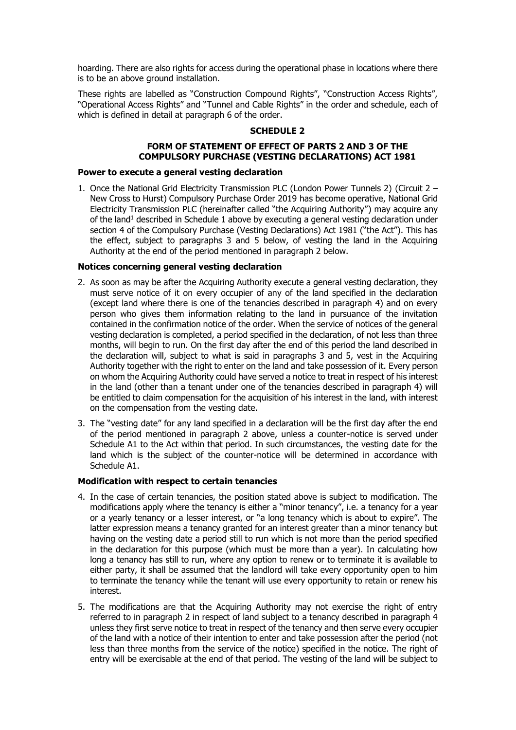hoarding. There are also rights for access during the operational phase in locations where there is to be an above ground installation.

These rights are labelled as "Construction Compound Rights", "Construction Access Rights", "Operational Access Rights" and "Tunnel and Cable Rights" in the order and schedule, each of which is defined in detail at paragraph 6 of the order.

## SCHEDULE 2

### FORM OF STATEMENT OF EFFECT OF PARTS 2 AND 3 OF THE COMPULSORY PURCHASE (VESTING DECLARATIONS) ACT 1981

**Power to execute a general vesting declaration**

1. Once the National Grid Electricity Transmission PLC (London Power Tunnels 2) (Circuit 2 – New Cross to Hurst) Compulsory Purchase Order 2019 has become operative, National Grid Electricity Transmission PLC (hereinafter called "the Acquiring Authority") may acquire any of the land[1] described in Schedule 1 above by executing a general vesting declaration under section 4 of the Compulsory Purchase (Vesting Declarations) Act 1981 ("the Act"). This has the effect, subject to paragraphs 3 and 5 below, of vesting the land in the Acquiring Authority at the end of the period mentioned in paragraph 2 below.

**Notices concerning general vesting declaration**

2. As soon as may be after the Acquiring Authority execute a general vesting declaration, they must serve notice of it on every occupier of any of the land specified in the declaration (except land where there is one of the tenancies described in paragraph 4) and on every person who gives them information relating to the land in pursuance of the invitation contained in the confirmation notice of the order. When the service of notices of the general vesting declaration is completed, a period specified in the declaration, of not less than three months, will begin to run. On the first day after the end of this period the land described in the declaration will, subject to what is said in paragraphs 3 and 5, vest in the Acquiring Authority together with the right to enter on the land and take possession of it. Every person on whom the Acquiring Authority could have served a notice to treat in respect of his interest in the land (other than a tenant under one of the tenancies described in paragraph 4) will be entitled to claim compensation for the acquisition of his interest in the land, with interest on the compensation from the vesting date.

3. The "vesting date" for any land specified in a declaration will be the first day after the end of the period mentioned in paragraph 2 above, unless a counter-notice is served under Schedule A1 to the Act within that period. In such circumstances, the vesting date for the land which is the subject of the counter-notice will be determined in accordance with Schedule A1.

**Modification with respect to certain tenancies**

4. In the case of certain tenancies, the position stated above is subject to modification. The modifications apply where the tenancy is either a "minor tenancy", i.e. a tenancy for a year or a yearly tenancy or a lesser interest, or "a long tenancy which is about to expire". The latter expression means a tenancy granted for an interest greater than a minor tenancy but having on the vesting date a period still to run which is not more than the period specified in the declaration for this purpose (which must be more than a year). In calculating how long a tenancy has still to run, where any option to renew or to terminate it is available to either party, it shall be assumed that the landlord will take every opportunity open to him to terminate the tenancy while the tenant will use every opportunity to retain or renew his interest.

5. The modifications are that the Acquiring Authority may not exercise the right of entry referred to in paragraph 2 in respect of land subject to a tenancy described in paragraph 4 unless they first serve notice to treat in respect of the tenancy and then serve every occupier of the land with a notice of their intention to enter and take possession after the period (not less than three months from the service of the notice) specified in the notice. The right of entry will be exercisable at the end of that period. The vesting of the land will be subject to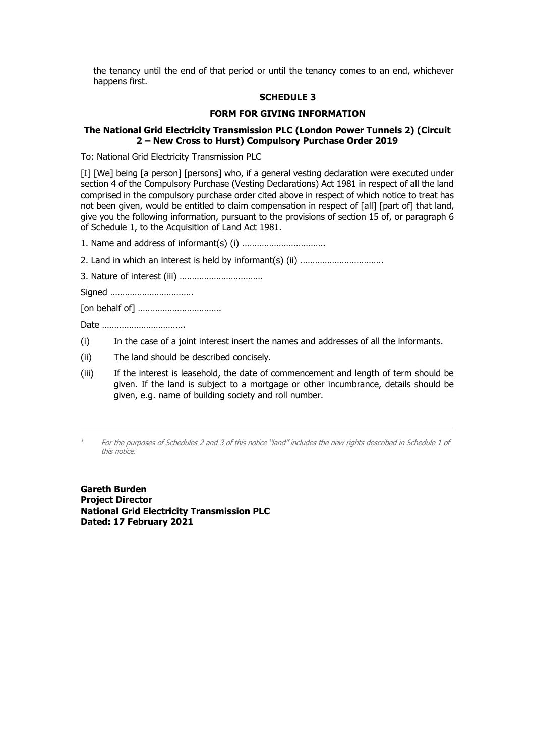the tenancy until the end of that period or until the tenancy comes to an end, whichever happens first.

## SCHEDULE 3

## FORM FOR GIVING INFORMATION

### The National Grid Electricity Transmission PLC (London Power Tunnels 2) (Circuit 2 – New Cross to Hurst) Compulsory Purchase Order 2019

To: National Grid Electricity Transmission PLC

[I] [We] being [a person] [persons] who, if a general vesting declaration were executed under section 4 of the Compulsory Purchase (Vesting Declarations) Act 1981 in respect of all the land comprised in the compulsory purchase order cited above in respect of which notice to treat has not been given, would be entitled to claim compensation in respect of [all] [part of] that land, give you the following information, pursuant to the provisions of section 15 of, or paragraph 6 of Schedule 1, to the Acquisition of Land Act 1981.

1. Name and address of informant(s) (i) …………………………….

2. Land in which an interest is held by informant(s) (ii) …………………………….

3. Nature of interest (iii) …………………………….

Signed …………………………….

[on behalf of] …………………………….

Date …………………………….

(i) In the case of a joint interest insert the names and addresses of all the informants.

(ii) The land should be described concisely.

(iii) If the interest is leasehold, the date of commencement and length of term should be given. If the land is subject to a mortgage or other incumbrance, details should be given, e.g. name of building society and roll number.

---

[1] *For the purposes of Schedules 2 and 3 of this notice "land" includes the new rights described in Schedule 1 of this notice.*

**Gareth Burden**
**Project Director**
**National Grid Electricity Transmission PLC**
**Dated: 17 February 2021**